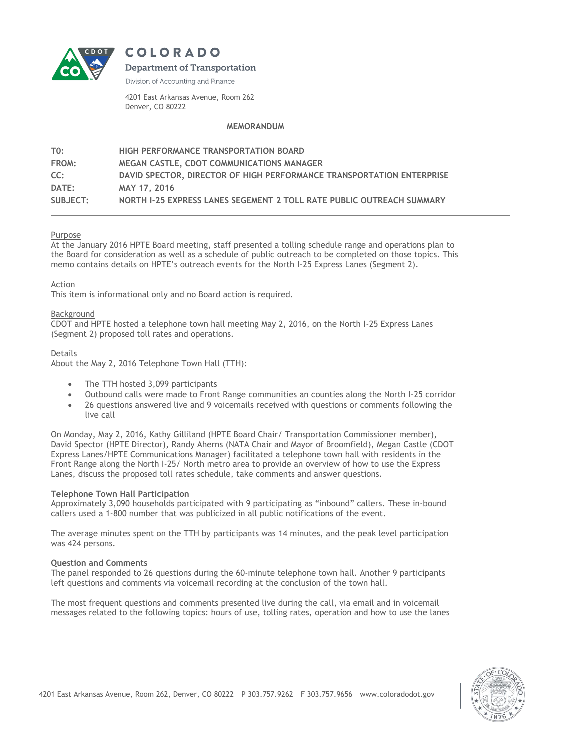COLORADO

Department of Transportation

Division of Accounting and Finance

4201 East Arkansas Avenue, Room 262
Denver, CO 80222

**MEMORANDUM**

| | |
|---|---|
| **TO:** | **HIGH PERFORMANCE TRANSPORTATION BOARD** |
| **FROM:** | **MEGAN CASTLE, CDOT COMMUNICATIONS MANAGER** |
| **CC:** | **DAVID SPECTOR, DIRECTOR OF HIGH PERFORMANCE TRANSPORTATION ENTERPRISE** |
| **DATE:** | **MAY 17, 2016** |
| **SUBJECT:** | **NORTH I-25 EXPRESS LANES SEGEMENT 2 TOLL RATE PUBLIC OUTREACH SUMMARY** |

Purpose
At the January 2016 HPTE Board meeting, staff presented a tolling schedule range and operations plan to the Board for consideration as well as a schedule of public outreach to be completed on those topics. This memo contains details on HPTE's outreach events for the North I-25 Express Lanes (Segment 2).

Action
This item is informational only and no Board action is required.

Background
CDOT and HPTE hosted a telephone town hall meeting May 2, 2016, on the North I-25 Express Lanes (Segment 2) proposed toll rates and operations.

Details
About the May 2, 2016 Telephone Town Hall (TTH):

- The TTH hosted 3,099 participants
- Outbound calls were made to Front Range communities an counties along the North I-25 corridor
- 26 questions answered live and 9 voicemails received with questions or comments following the live call

On Monday, May 2, 2016, Kathy Gilliland (HPTE Board Chair/ Transportation Commissioner member), David Spector (HPTE Director), Randy Aherns (NATA Chair and Mayor of Broomfield), Megan Castle (CDOT Express Lanes/HPTE Communications Manager) facilitated a telephone town hall with residents in the Front Range along the North I-25/ North metro area to provide an overview of how to use the Express Lanes, discuss the proposed toll rates schedule, take comments and answer questions.

**Telephone Town Hall Participation**
Approximately 3,090 households participated with 9 participating as "inbound" callers. These in-bound callers used a 1-800 number that was publicized in all public notifications of the event.

The average minutes spent on the TTH by participants was 14 minutes, and the peak level participation was 424 persons.

**Question and Comments**
The panel responded to 26 questions during the 60-minute telephone town hall. Another 9 participants left questions and comments via voicemail recording at the conclusion of the town hall.

The most frequent questions and comments presented live during the call, via email and in voicemail messages related to the following topics: hours of use, tolling rates, operation and how to use the lanes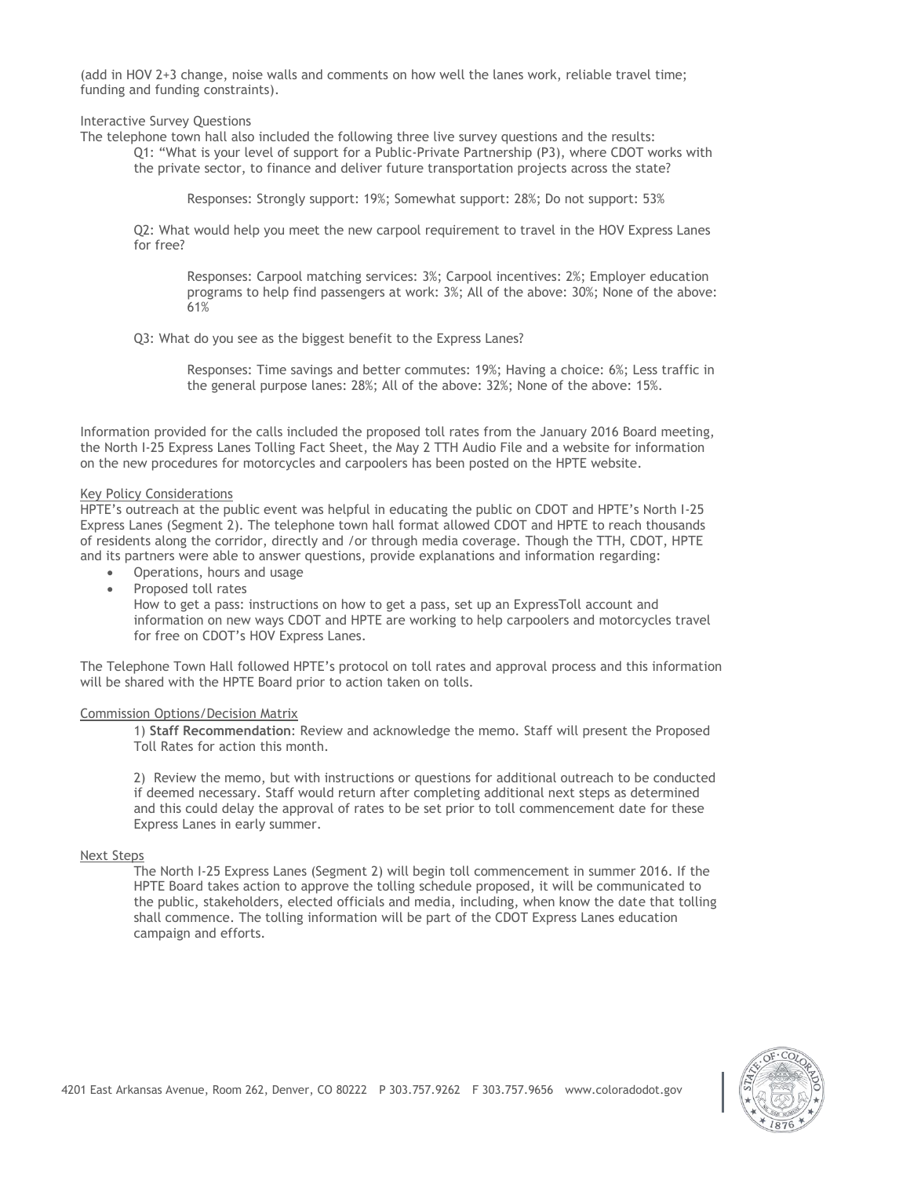(add in HOV 2+3 change, noise walls and comments on how well the lanes work, reliable travel time; funding and funding constraints).

Interactive Survey Questions

The telephone town hall also included the following three live survey questions and the results:

Q1: "What is your level of support for a Public-Private Partnership (P3), where CDOT works with the private sector, to finance and deliver future transportation projects across the state?

Responses: Strongly support: 19%; Somewhat support: 28%; Do not support: 53%

Q2: What would help you meet the new carpool requirement to travel in the HOV Express Lanes for free?

Responses: Carpool matching services: 3%; Carpool incentives: 2%; Employer education programs to help find passengers at work: 3%; All of the above: 30%; None of the above: 61%

Q3: What do you see as the biggest benefit to the Express Lanes?

Responses: Time savings and better commutes: 19%; Having a choice: 6%; Less traffic in the general purpose lanes: 28%; All of the above: 32%; None of the above: 15%.

Information provided for the calls included the proposed toll rates from the January 2016 Board meeting, the North I-25 Express Lanes Tolling Fact Sheet, the May 2 TTH Audio File and a website for information on the new procedures for motorcycles and carpoolers has been posted on the HPTE website.

Key Policy Considerations

HPTE's outreach at the public event was helpful in educating the public on CDOT and HPTE's North I-25 Express Lanes (Segment 2). The telephone town hall format allowed CDOT and HPTE to reach thousands of residents along the corridor, directly and /or through media coverage. Though the TTH, CDOT, HPTE and its partners were able to answer questions, provide explanations and information regarding:

- Operations, hours and usage
- Proposed toll rates

  How to get a pass: instructions on how to get a pass, set up an ExpressToll account and information on new ways CDOT and HPTE are working to help carpoolers and motorcycles travel for free on CDOT's HOV Express Lanes.

The Telephone Town Hall followed HPTE's protocol on toll rates and approval process and this information will be shared with the HPTE Board prior to action taken on tolls.

Commission Options/Decision Matrix

1) **Staff Recommendation**: Review and acknowledge the memo. Staff will present the Proposed Toll Rates for action this month.

2) Review the memo, but with instructions or questions for additional outreach to be conducted if deemed necessary. Staff would return after completing additional next steps as determined and this could delay the approval of rates to be set prior to toll commencement date for these Express Lanes in early summer.

Next Steps

The North I-25 Express Lanes (Segment 2) will begin toll commencement in summer 2016. If the HPTE Board takes action to approve the tolling schedule proposed, it will be communicated to the public, stakeholders, elected officials and media, including, when know the date that tolling shall commence. The tolling information will be part of the CDOT Express Lanes education campaign and efforts.

4201 East Arkansas Avenue, Room 262, Denver, CO 80222 P 303.757.9262 F 303.757.9656 www.coloradodot.gov